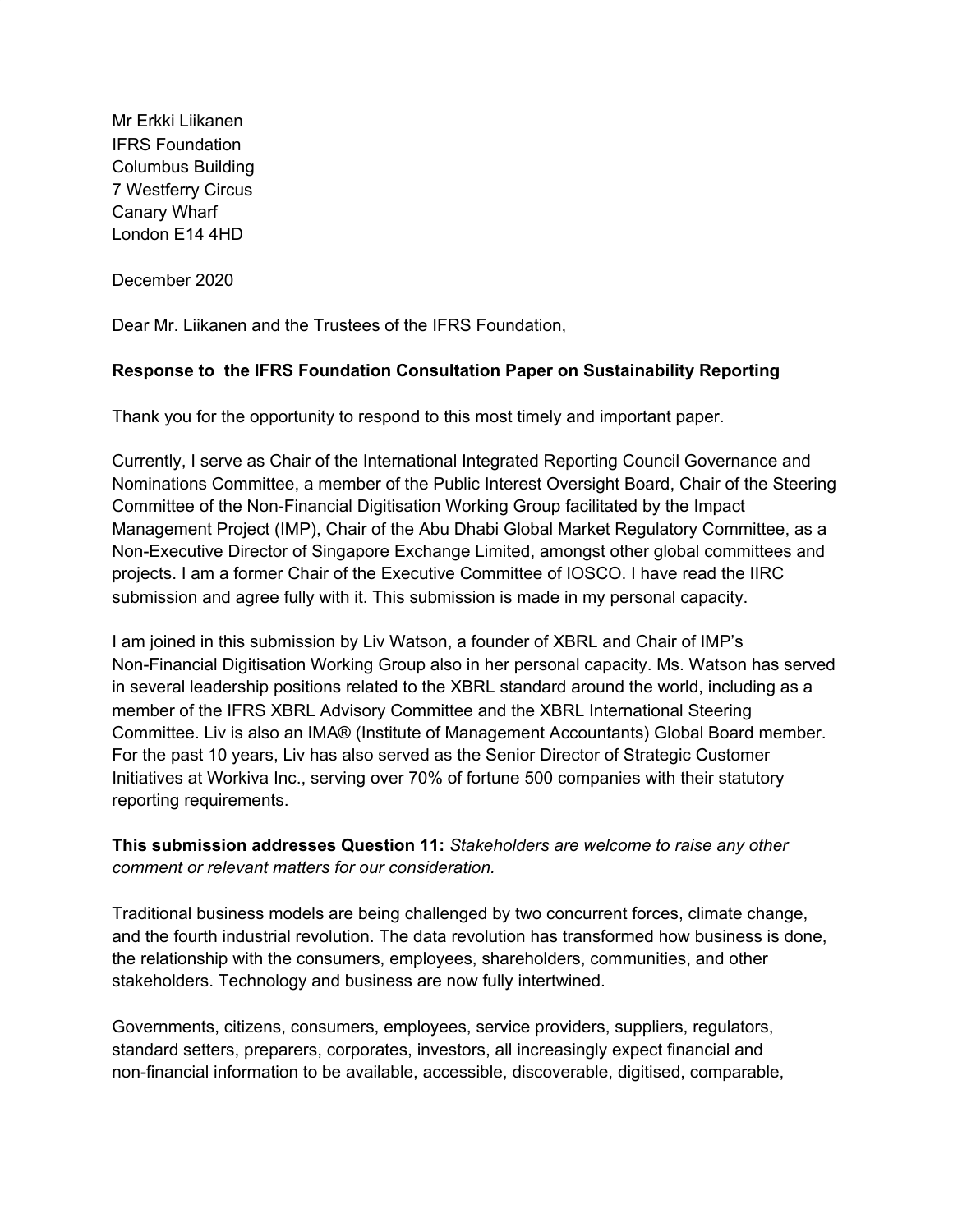Mr Erkki Liikanen
IFRS Foundation
Columbus Building
7 Westferry Circus
Canary Wharf
London E14 4HD

December 2020

Dear Mr. Liikanen and the Trustees of the IFRS Foundation,

**Response to the IFRS Foundation Consultation Paper on Sustainability Reporting**

Thank you for the opportunity to respond to this most timely and important paper.

Currently, I serve as Chair of the International Integrated Reporting Council Governance and Nominations Committee, a member of the Public Interest Oversight Board, Chair of the Steering Committee of the Non-Financial Digitisation Working Group facilitated by the Impact Management Project (IMP), Chair of the Abu Dhabi Global Market Regulatory Committee, as a Non-Executive Director of Singapore Exchange Limited, amongst other global committees and projects. I am a former Chair of the Executive Committee of IOSCO. I have read the IIRC submission and agree fully with it. This submission is made in my personal capacity.

I am joined in this submission by Liv Watson, a founder of XBRL and Chair of IMP's Non-Financial Digitisation Working Group also in her personal capacity. Ms. Watson has served in several leadership positions related to the XBRL standard around the world, including as a member of the IFRS XBRL Advisory Committee and the XBRL International Steering Committee. Liv is also an IMA® (Institute of Management Accountants) Global Board member. For the past 10 years, Liv has also served as the Senior Director of Strategic Customer Initiatives at Workiva Inc., serving over 70% of fortune 500 companies with their statutory reporting requirements.

**This submission addresses Question 11:** *Stakeholders are welcome to raise any other comment or relevant matters for our consideration.*

Traditional business models are being challenged by two concurrent forces, climate change, and the fourth industrial revolution. The data revolution has transformed how business is done, the relationship with the consumers, employees, shareholders, communities, and other stakeholders. Technology and business are now fully intertwined.

Governments, citizens, consumers, employees, service providers, suppliers, regulators, standard setters, preparers, corporates, investors, all increasingly expect financial and non-financial information to be available, accessible, discoverable, digitised, comparable,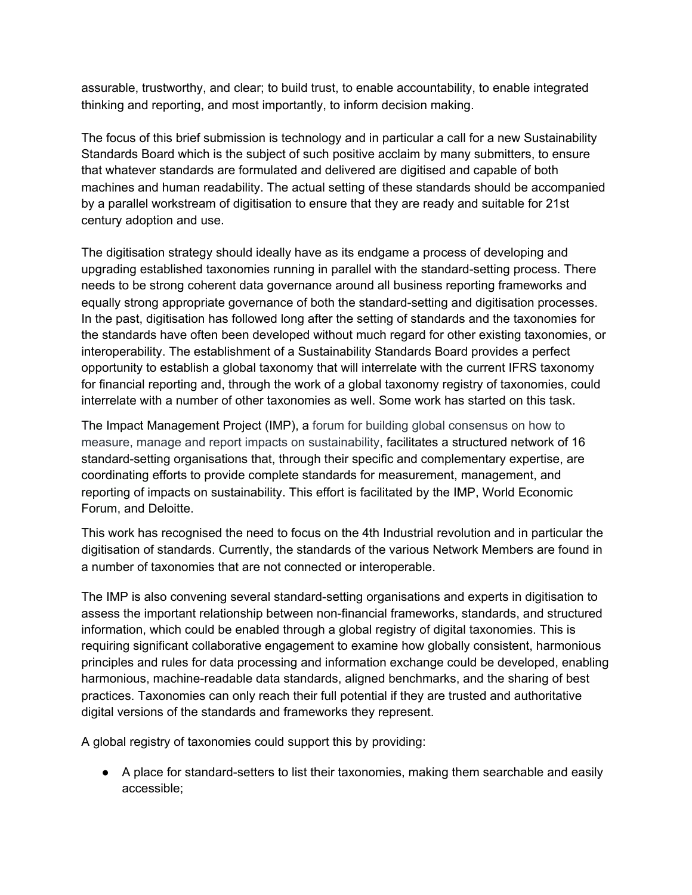assurable, trustworthy, and clear; to build trust, to enable accountability, to enable integrated thinking and reporting, and most importantly, to inform decision making.

The focus of this brief submission is technology and in particular a call for a new Sustainability Standards Board which is the subject of such positive acclaim by many submitters, to ensure that whatever standards are formulated and delivered are digitised and capable of both machines and human readability. The actual setting of these standards should be accompanied by a parallel workstream of digitisation to ensure that they are ready and suitable for 21st century adoption and use.

The digitisation strategy should ideally have as its endgame a process of developing and upgrading established taxonomies running in parallel with the standard-setting process. There needs to be strong coherent data governance around all business reporting frameworks and equally strong appropriate governance of both the standard-setting and digitisation processes. In the past, digitisation has followed long after the setting of standards and the taxonomies for the standards have often been developed without much regard for other existing taxonomies, or interoperability. The establishment of a Sustainability Standards Board provides a perfect opportunity to establish a global taxonomy that will interrelate with the current IFRS taxonomy for financial reporting and, through the work of a global taxonomy registry of taxonomies, could interrelate with a number of other taxonomies as well. Some work has started on this task.

The Impact Management Project (IMP), a forum for building global consensus on how to measure, manage and report impacts on sustainability, facilitates a structured network of 16 standard-setting organisations that, through their specific and complementary expertise, are coordinating efforts to provide complete standards for measurement, management, and reporting of impacts on sustainability. This effort is facilitated by the IMP, World Economic Forum, and Deloitte.

This work has recognised the need to focus on the 4th Industrial revolution and in particular the digitisation of standards. Currently, the standards of the various Network Members are found in a number of taxonomies that are not connected or interoperable.

The IMP is also convening several standard-setting organisations and experts in digitisation to assess the important relationship between non-financial frameworks, standards, and structured information, which could be enabled through a global registry of digital taxonomies. This is requiring significant collaborative engagement to examine how globally consistent, harmonious principles and rules for data processing and information exchange could be developed, enabling harmonious, machine-readable data standards, aligned benchmarks, and the sharing of best practices. Taxonomies can only reach their full potential if they are trusted and authoritative digital versions of the standards and frameworks they represent.

A global registry of taxonomies could support this by providing:

- A place for standard-setters to list their taxonomies, making them searchable and easily accessible;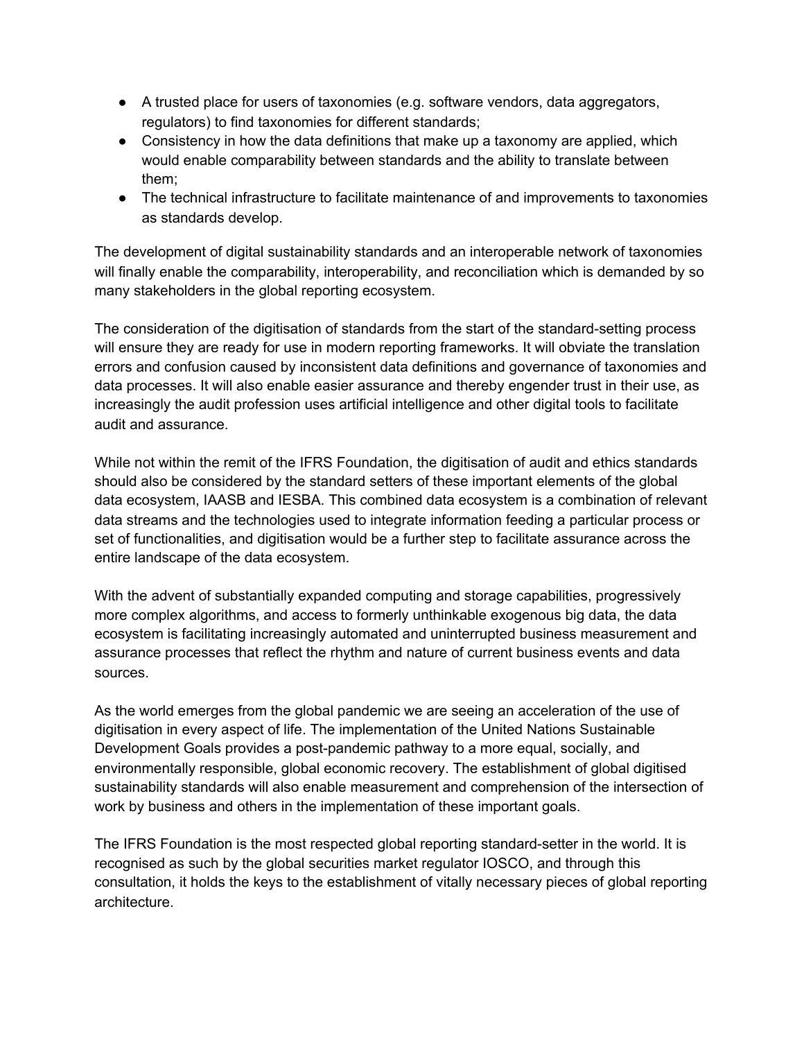- A trusted place for users of taxonomies (e.g. software vendors, data aggregators, regulators) to find taxonomies for different standards;
- Consistency in how the data definitions that make up a taxonomy are applied, which would enable comparability between standards and the ability to translate between them;
- The technical infrastructure to facilitate maintenance of and improvements to taxonomies as standards develop.

The development of digital sustainability standards and an interoperable network of taxonomies will finally enable the comparability, interoperability, and reconciliation which is demanded by so many stakeholders in the global reporting ecosystem.

The consideration of the digitisation of standards from the start of the standard-setting process will ensure they are ready for use in modern reporting frameworks. It will obviate the translation errors and confusion caused by inconsistent data definitions and governance of taxonomies and data processes. It will also enable easier assurance and thereby engender trust in their use, as increasingly the audit profession uses artificial intelligence and other digital tools to facilitate audit and assurance.

While not within the remit of the IFRS Foundation, the digitisation of audit and ethics standards should also be considered by the standard setters of these important elements of the global data ecosystem, IAASB and IESBA. This combined data ecosystem is a combination of relevant data streams and the technologies used to integrate information feeding a particular process or set of functionalities, and digitisation would be a further step to facilitate assurance across the entire landscape of the data ecosystem.

With the advent of substantially expanded computing and storage capabilities, progressively more complex algorithms, and access to formerly unthinkable exogenous big data, the data ecosystem is facilitating increasingly automated and uninterrupted business measurement and assurance processes that reflect the rhythm and nature of current business events and data sources.

As the world emerges from the global pandemic we are seeing an acceleration of the use of digitisation in every aspect of life. The implementation of the United Nations Sustainable Development Goals provides a post-pandemic pathway to a more equal, socially, and environmentally responsible, global economic recovery. The establishment of global digitised sustainability standards will also enable measurement and comprehension of the intersection of work by business and others in the implementation of these important goals.

The IFRS Foundation is the most respected global reporting standard-setter in the world. It is recognised as such by the global securities market regulator IOSCO, and through this consultation, it holds the keys to the establishment of vitally necessary pieces of global reporting architecture.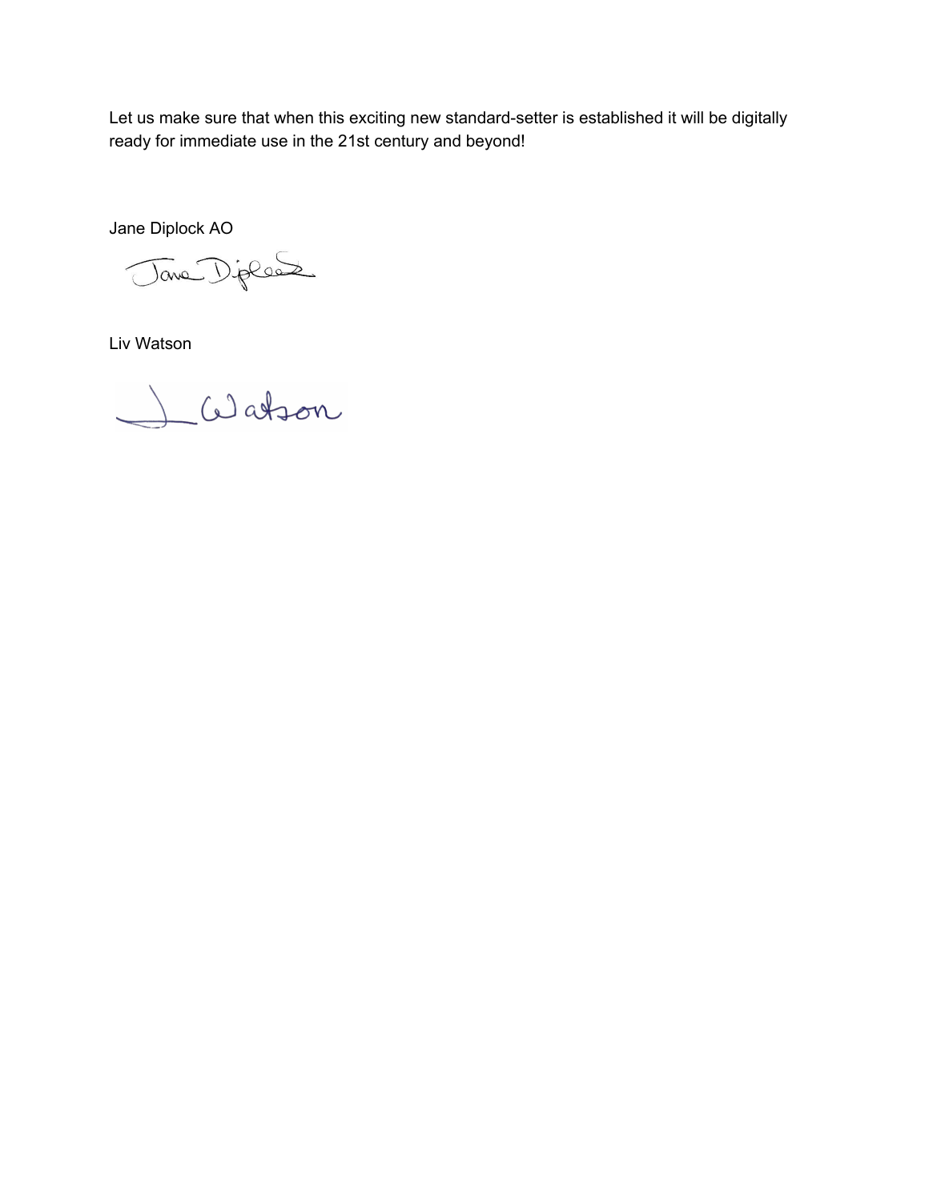Let us make sure that when this exciting new standard-setter is established it will be digitally ready for immediate use in the 21st century and beyond!

Jane Diplock AO

Liv Watson